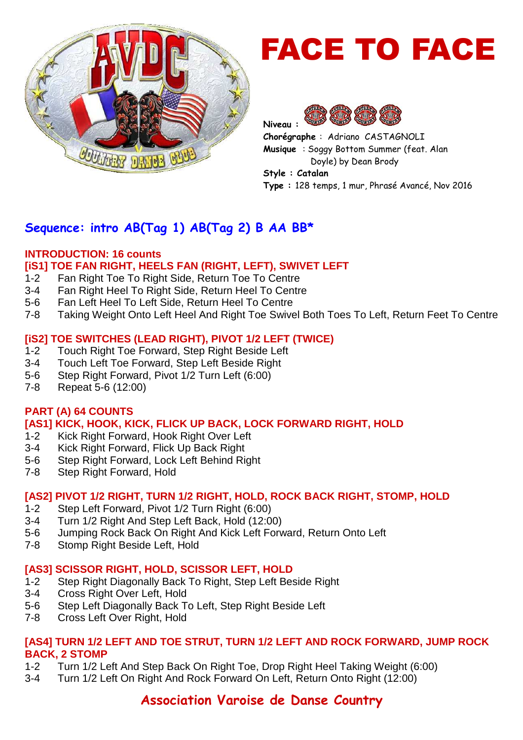# FACE TO FACE

**Niveau :**
**Chorégraphe** : Adriano CASTAGNOLI
**Musique** : Soggy Bottom Summer (feat. Alan Doyle) by Dean Brody
**Style : Catalan**
**Type** : 128 temps, 1 mur, Phrasé Avancé, Nov 2016

## Sequence: intro AB(Tag 1) AB(Tag 2) B AA BB*

### INTRODUCTION: 16 counts

**[iS1] TOE FAN RIGHT, HEELS FAN (RIGHT, LEFT), SWIVET LEFT**

- 1-2 Fan Right Toe To Right Side, Return Toe To Centre
- 3-4 Fan Right Heel To Right Side, Return Heel To Centre
- 5-6 Fan Left Heel To Left Side, Return Heel To Centre
- 7-8 Taking Weight Onto Left Heel And Right Toe Swivel Both Toes To Left, Return Feet To Centre

**[iS2] TOE SWITCHES (LEAD RIGHT), PIVOT 1/2 LEFT (TWICE)**

- 1-2 Touch Right Toe Forward, Step Right Beside Left
- 3-4 Touch Left Toe Forward, Step Left Beside Right
- 5-6 Step Right Forward, Pivot 1/2 Turn Left (6:00)
- 7-8 Repeat 5-6 (12:00)

### PART (A) 64 COUNTS

**[AS1] KICK, HOOK, KICK, FLICK UP BACK, LOCK FORWARD RIGHT, HOLD**

- 1-2 Kick Right Forward, Hook Right Over Left
- 3-4 Kick Right Forward, Flick Up Back Right
- 5-6 Step Right Forward, Lock Left Behind Right
- 7-8 Step Right Forward, Hold

**[AS2] PIVOT 1/2 RIGHT, TURN 1/2 RIGHT, HOLD, ROCK BACK RIGHT, STOMP, HOLD**

- 1-2 Step Left Forward, Pivot 1/2 Turn Right (6:00)
- 3-4 Turn 1/2 Right And Step Left Back, Hold (12:00)
- 5-6 Jumping Rock Back On Right And Kick Left Forward, Return Onto Left
- 7-8 Stomp Right Beside Left, Hold

**[AS3] SCISSOR RIGHT, HOLD, SCISSOR LEFT, HOLD**

- 1-2 Step Right Diagonally Back To Right, Step Left Beside Right
- 3-4 Cross Right Over Left, Hold
- 5-6 Step Left Diagonally Back To Left, Step Right Beside Left
- 7-8 Cross Left Over Right, Hold

**[AS4] TURN 1/2 LEFT AND TOE STRUT, TURN 1/2 LEFT AND ROCK FORWARD, JUMP ROCK BACK, 2 STOMP**

- 1-2 Turn 1/2 Left And Step Back On Right Toe, Drop Right Heel Taking Weight (6:00)
- 3-4 Turn 1/2 Left On Right And Rock Forward On Left, Return Onto Right (12:00)

**Association Varoise de Danse Country**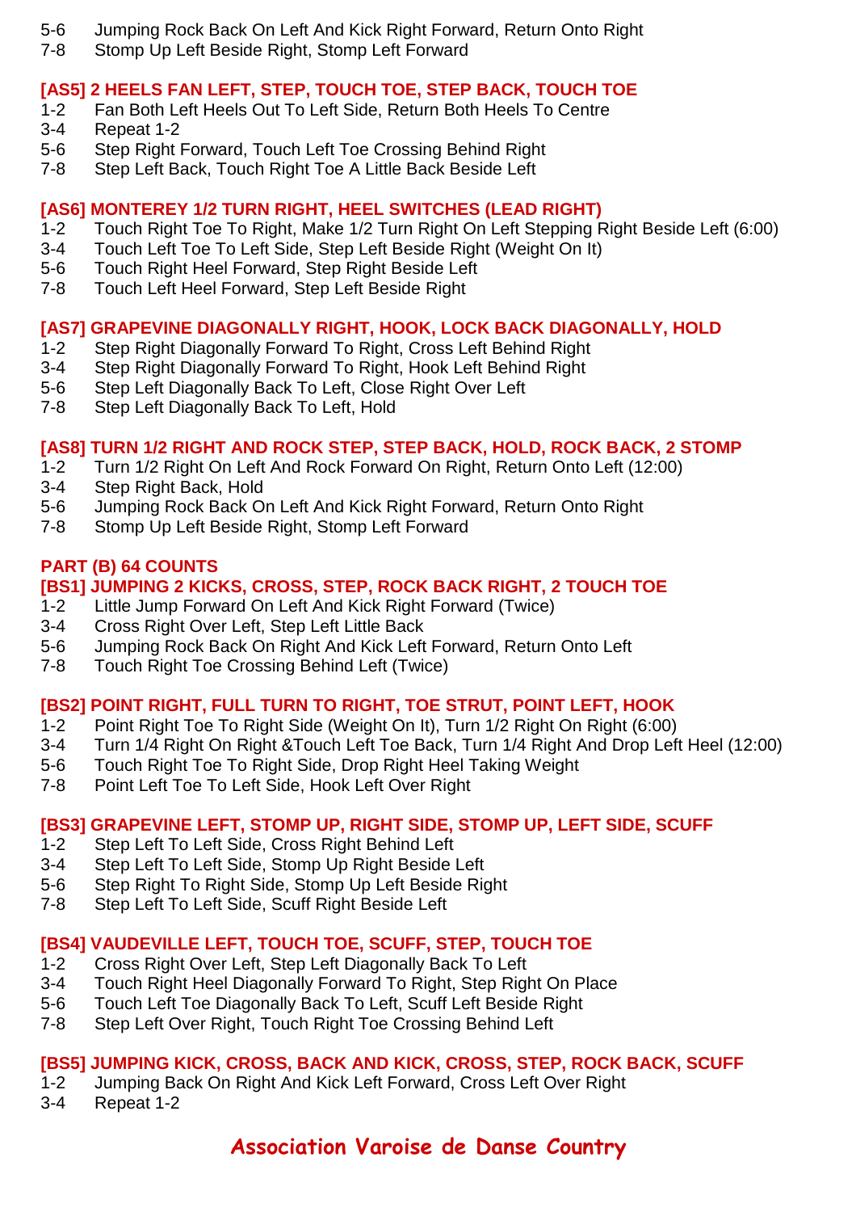5-6 Jumping Rock Back On Left And Kick Right Forward, Return Onto Right
7-8 Stomp Up Left Beside Right, Stomp Left Forward

### [AS5] 2 HEELS FAN LEFT, STEP, TOUCH TOE, STEP BACK, TOUCH TOE
1-2 Fan Both Left Heels Out To Left Side, Return Both Heels To Centre
3-4 Repeat 1-2
5-6 Step Right Forward, Touch Left Toe Crossing Behind Right
7-8 Step Left Back, Touch Right Toe A Little Back Beside Left

### [AS6] MONTEREY 1/2 TURN RIGHT, HEEL SWITCHES (LEAD RIGHT)
1-2 Touch Right Toe To Right, Make 1/2 Turn Right On Left Stepping Right Beside Left (6:00)
3-4 Touch Left Toe To Left Side, Step Left Beside Right (Weight On It)
5-6 Touch Right Heel Forward, Step Right Beside Left
7-8 Touch Left Heel Forward, Step Left Beside Right

### [AS7] GRAPEVINE DIAGONALLY RIGHT, HOOK, LOCK BACK DIAGONALLY, HOLD
1-2 Step Right Diagonally Forward To Right, Cross Left Behind Right
3-4 Step Right Diagonally Forward To Right, Hook Left Behind Right
5-6 Step Left Diagonally Back To Left, Close Right Over Left
7-8 Step Left Diagonally Back To Left, Hold

### [AS8] TURN 1/2 RIGHT AND ROCK STEP, STEP BACK, HOLD, ROCK BACK, 2 STOMP
1-2 Turn 1/2 Right On Left And Rock Forward On Right, Return Onto Left (12:00)
3-4 Step Right Back, Hold
5-6 Jumping Rock Back On Left And Kick Right Forward, Return Onto Right
7-8 Stomp Up Left Beside Right, Stomp Left Forward

## PART (B) 64 COUNTS

### [BS1] JUMPING 2 KICKS, CROSS, STEP, ROCK BACK RIGHT, 2 TOUCH TOE
1-2 Little Jump Forward On Left And Kick Right Forward (Twice)
3-4 Cross Right Over Left, Step Left Little Back
5-6 Jumping Rock Back On Right And Kick Left Forward, Return Onto Left
7-8 Touch Right Toe Crossing Behind Left (Twice)

### [BS2] POINT RIGHT, FULL TURN TO RIGHT, TOE STRUT, POINT LEFT, HOOK
1-2 Point Right Toe To Right Side (Weight On It), Turn 1/2 Right On Right (6:00)
3-4 Turn 1/4 Right On Right &Touch Left Toe Back, Turn 1/4 Right And Drop Left Heel (12:00)
5-6 Touch Right Toe To Right Side, Drop Right Heel Taking Weight
7-8 Point Left Toe To Left Side, Hook Left Over Right

### [BS3] GRAPEVINE LEFT, STOMP UP, RIGHT SIDE, STOMP UP, LEFT SIDE, SCUFF
1-2 Step Left To Left Side, Cross Right Behind Left
3-4 Step Left To Left Side, Stomp Up Right Beside Left
5-6 Step Right To Right Side, Stomp Up Left Beside Right
7-8 Step Left To Left Side, Scuff Right Beside Left

### [BS4] VAUDEVILLE LEFT, TOUCH TOE, SCUFF, STEP, TOUCH TOE
1-2 Cross Right Over Left, Step Left Diagonally Back To Left
3-4 Touch Right Heel Diagonally Forward To Right, Step Right On Place
5-6 Touch Left Toe Diagonally Back To Left, Scuff Left Beside Right
7-8 Step Left Over Right, Touch Right Toe Crossing Behind Left

### [BS5] JUMPING KICK, CROSS, BACK AND KICK, CROSS, STEP, ROCK BACK, SCUFF
1-2 Jumping Back On Right And Kick Left Forward, Cross Left Over Right
3-4 Repeat 1-2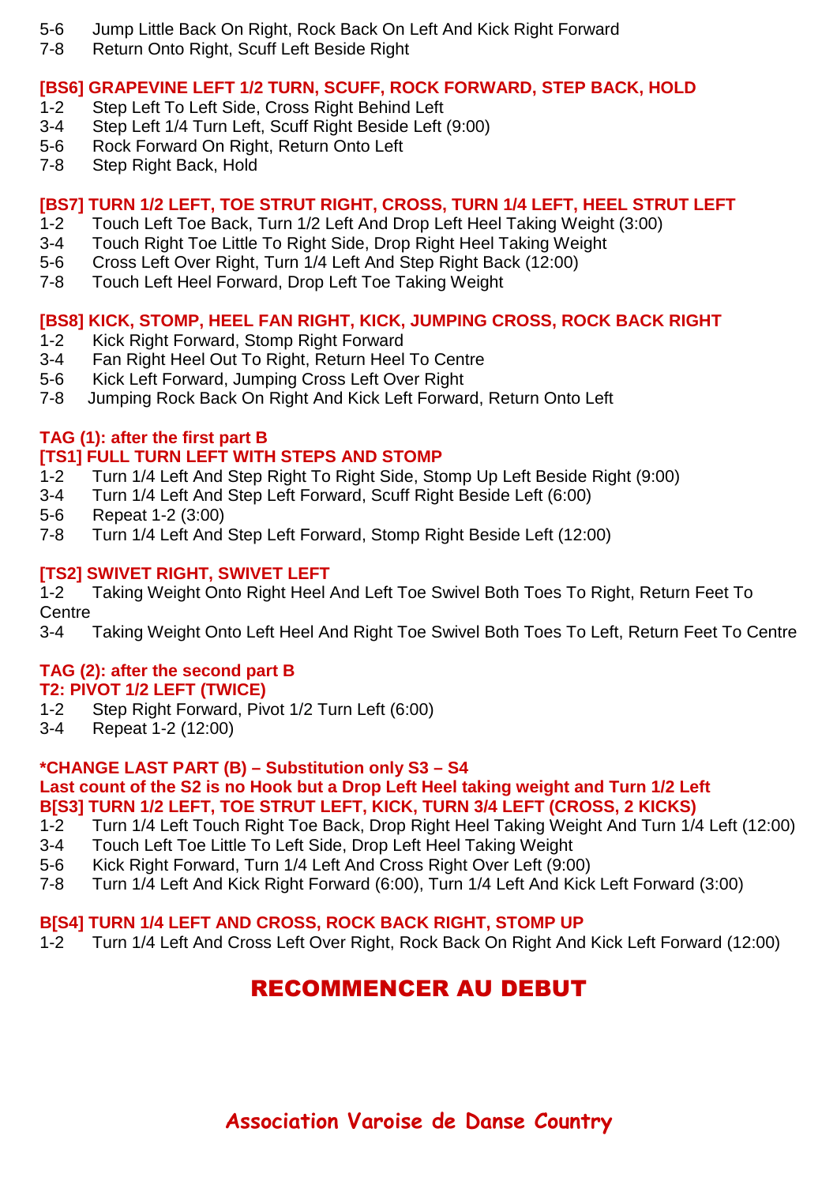5-6 Jump Little Back On Right, Rock Back On Left And Kick Right Forward
7-8 Return Onto Right, Scuff Left Beside Right

**[BS6] GRAPEVINE LEFT 1/2 TURN, SCUFF, ROCK FORWARD, STEP BACK, HOLD**

1-2 Step Left To Left Side, Cross Right Behind Left
3-4 Step Left 1/4 Turn Left, Scuff Right Beside Left (9:00)
5-6 Rock Forward On Right, Return Onto Left
7-8 Step Right Back, Hold

**[BS7] TURN 1/2 LEFT, TOE STRUT RIGHT, CROSS, TURN 1/4 LEFT, HEEL STRUT LEFT**

1-2 Touch Left Toe Back, Turn 1/2 Left And Drop Left Heel Taking Weight (3:00)
3-4 Touch Right Toe Little To Right Side, Drop Right Heel Taking Weight
5-6 Cross Left Over Right, Turn 1/4 Left And Step Right Back (12:00)
7-8 Touch Left Heel Forward, Drop Left Toe Taking Weight

**[BS8] KICK, STOMP, HEEL FAN RIGHT, KICK, JUMPING CROSS, ROCK BACK RIGHT**

1-2 Kick Right Forward, Stomp Right Forward
3-4 Fan Right Heel Out To Right, Return Heel To Centre
5-6 Kick Left Forward, Jumping Cross Left Over Right
7-8 Jumping Rock Back On Right And Kick Left Forward, Return Onto Left

**TAG (1): after the first part B**
**[TS1] FULL TURN LEFT WITH STEPS AND STOMP**

1-2 Turn 1/4 Left And Step Right To Right Side, Stomp Up Left Beside Right (9:00)
3-4 Turn 1/4 Left And Step Left Forward, Scuff Right Beside Left (6:00)
5-6 Repeat 1-2 (3:00)
7-8 Turn 1/4 Left And Step Left Forward, Stomp Right Beside Left (12:00)

**[TS2] SWIVET RIGHT, SWIVET LEFT**

1-2 Taking Weight Onto Right Heel And Left Toe Swivel Both Toes To Right, Return Feet To Centre
3-4 Taking Weight Onto Left Heel And Right Toe Swivel Both Toes To Left, Return Feet To Centre

**TAG (2): after the second part B**
**T2: PIVOT 1/2 LEFT (TWICE)**

1-2 Step Right Forward, Pivot 1/2 Turn Left (6:00)
3-4 Repeat 1-2 (12:00)

**\*CHANGE LAST PART (B) – Substitution only S3 – S4**
**Last count of the S2 is no Hook but a Drop Left Heel taking weight and Turn 1/2 Left**
**B[S3] TURN 1/2 LEFT, TOE STRUT LEFT, KICK, TURN 3/4 LEFT (CROSS, 2 KICKS)**

1-2 Turn 1/4 Left Touch Right Toe Back, Drop Right Heel Taking Weight And Turn 1/4 Left (12:00)
3-4 Touch Left Toe Little To Left Side, Drop Left Heel Taking Weight
5-6 Kick Right Forward, Turn 1/4 Left And Cross Right Over Left (9:00)
7-8 Turn 1/4 Left And Kick Right Forward (6:00), Turn 1/4 Left And Kick Left Forward (3:00)

**B[S4] TURN 1/4 LEFT AND CROSS, ROCK BACK RIGHT, STOMP UP**

1-2 Turn 1/4 Left And Cross Left Over Right, Rock Back On Right And Kick Left Forward (12:00)

## RECOMMENCER AU DEBUT

**Association Varoise de Danse Country**